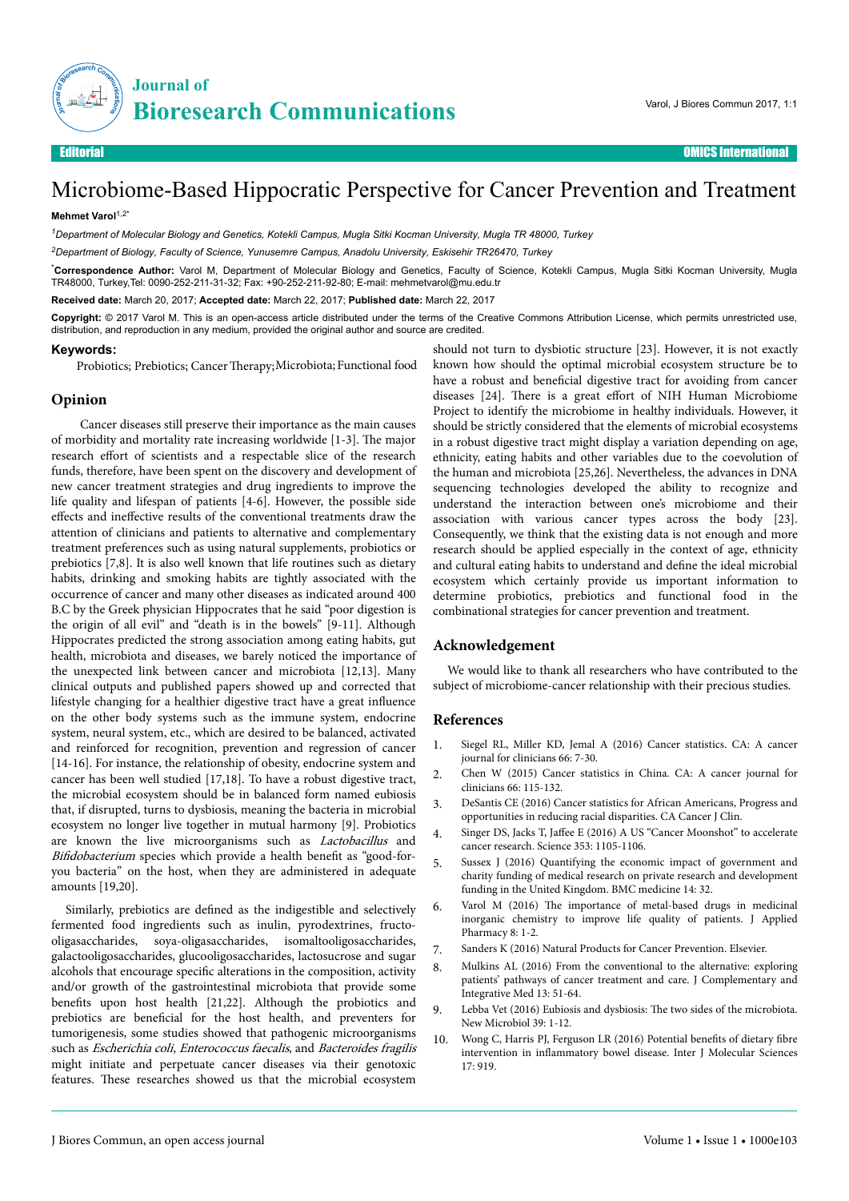# Microbiome-Based Hippocratic Perspective for Cancer Prevention and Treatment

**Mehmet Varol**[1,2*]

[1]*Department of Molecular Biology and Genetics, Kotekli Campus, Mugla Sitki Kocman University, Mugla TR 48000, Turkey*

[2]*Department of Biology, Faculty of Science, Yunusemre Campus, Anadolu University, Eskisehir TR26470, Turkey*

[*]**Correspondence Author:** Varol M, Department of Molecular Biology and Genetics, Faculty of Science, Kotekli Campus, Mugla Sitki Kocman University, Mugla TR48000, Turkey,Tel: 0090-252-211-31-32; Fax: +90-252-211-92-80; E-mail: mehmetvarol@mu.edu.tr

**Received date:** March 20, 2017; **Accepted date:** March 22, 2017; **Published date:** March 22, 2017

**Copyright:** © 2017 Varol M. This is an open-access article distributed under the terms of the Creative Commons Attribution License, which permits unrestricted use, distribution, and reproduction in any medium, provided the original author and source are credited.

**Keywords:**

Probiotics; Prebiotics; Cancer Therapy; Microbiota; Functional food

## Opinion

Cancer diseases still preserve their importance as the main causes of morbidity and mortality rate increasing worldwide [1-3]. The major research effort of scientists and a respectable slice of the research funds, therefore, have been spent on the discovery and development of new cancer treatment strategies and drug ingredients to improve the life quality and lifespan of patients [4-6]. However, the possible side effects and ineffective results of the conventional treatments draw the attention of clinicians and patients to alternative and complementary treatment preferences such as using natural supplements, probiotics or prebiotics [7,8]. It is also well known that life routines such as dietary habits, drinking and smoking habits are tightly associated with the occurrence of cancer and many other diseases as indicated around 400 B.C by the Greek physician Hippocrates that he said "poor digestion is the origin of all evil" and "death is in the bowels" [9-11]. Although Hippocrates predicted the strong association among eating habits, gut health, microbiota and diseases, we barely noticed the importance of the unexpected link between cancer and microbiota [12,13]. Many clinical outputs and published papers showed up and corrected that lifestyle changing for a healthier digestive tract have a great influence on the other body systems such as the immune system, endocrine system, neural system, etc., which are desired to be balanced, activated and reinforced for recognition, prevention and regression of cancer [14-16]. For instance, the relationship of obesity, endocrine system and cancer has been well studied [17,18]. To have a robust digestive tract, the microbial ecosystem should be in balanced form named eubiosis that, if disrupted, turns to dysbiosis, meaning the bacteria in microbial ecosystem no longer live together in mutual harmony [9]. Probiotics are known the live microorganisms such as *Lactobacillus* and *Bifidobacterium* species which provide a health benefit as "good-for-you bacteria" on the host, when they are administered in adequate amounts [19,20].

Similarly, prebiotics are defined as the indigestible and selectively fermented food ingredients such as inulin, pyrodextrines, fructo-oligasaccharides, soya-oligasaccharides, isomaltooligosaccharides, galactooligosaccharides, glucooligosaccharides, lactosucrose and sugar alcohols that encourage specific alterations in the composition, activity and/or growth of the gastrointestinal microbiota that provide some benefits upon host health [21,22]. Although the probiotics and prebiotics are beneficial for the host health, and preventers for tumorigenesis, some studies showed that pathogenic microorganisms such as *Escherichia coli*, *Enterococcus faecalis*, and *Bacteroides fragilis* might initiate and perpetuate cancer diseases via their genotoxic features. These researches showed us that the microbial ecosystem should not turn to dysbiotic structure [23]. However, it is not exactly known how should the optimal microbial ecosystem structure be to have a robust and beneficial digestive tract for avoiding from cancer diseases [24]. There is a great effort of NIH Human Microbiome Project to identify the microbiome in healthy individuals. However, it should be strictly considered that the elements of microbial ecosystems in a robust digestive tract might display a variation depending on age, ethnicity, eating habits and other variables due to the coevolution of the human and microbiota [25,26]. Nevertheless, the advances in DNA sequencing technologies developed the ability to recognize and understand the interaction between one's microbiome and their association with various cancer types across the body [23]. Consequently, we think that the existing data is not enough and more research should be applied especially in the context of age, ethnicity and cultural eating habits to understand and define the ideal microbial ecosystem which certainly provide us important information to determine probiotics, prebiotics and functional food in the combinational strategies for cancer prevention and treatment.

## Acknowledgement

We would like to thank all researchers who have contributed to the subject of microbiome-cancer relationship with their precious studies.

## References

1. Siegel RL, Miller KD, Jemal A (2016) Cancer statistics. CA: A cancer journal for clinicians 66: 7-30.
2. Chen W (2015) Cancer statistics in China. CA: A cancer journal for clinicians 66: 115-132.
3. DeSantis CE (2016) Cancer statistics for African Americans, Progress and opportunities in reducing racial disparities. CA Cancer J Clin.
4. Singer DS, Jacks T, Jaffee E (2016) A US "Cancer Moonshot" to accelerate cancer research. Science 353: 1105-1106.
5. Sussex J (2016) Quantifying the economic impact of government and charity funding of medical research on private research and development funding in the United Kingdom. BMC medicine 14: 32.
6. Varol M (2016) The importance of metal-based drugs in medicinal inorganic chemistry to improve life quality of patients. J Applied Pharmacy 8: 1-2.
7. Sanders K (2016) Natural Products for Cancer Prevention. Elsevier.
8. Mulkins AL (2016) From the conventional to the alternative: exploring patients' pathways of cancer treatment and care. J Complementary and Integrative Med 13: 51-64.
9. Lebba Vet (2016) Eubiosis and dysbiosis: The two sides of the microbiota. New Microbiol 39: 1-12.
10. Wong C, Harris PJ, Ferguson LR (2016) Potential benefits of dietary fibre intervention in inflammatory bowel disease. Inter J Molecular Sciences 17: 919.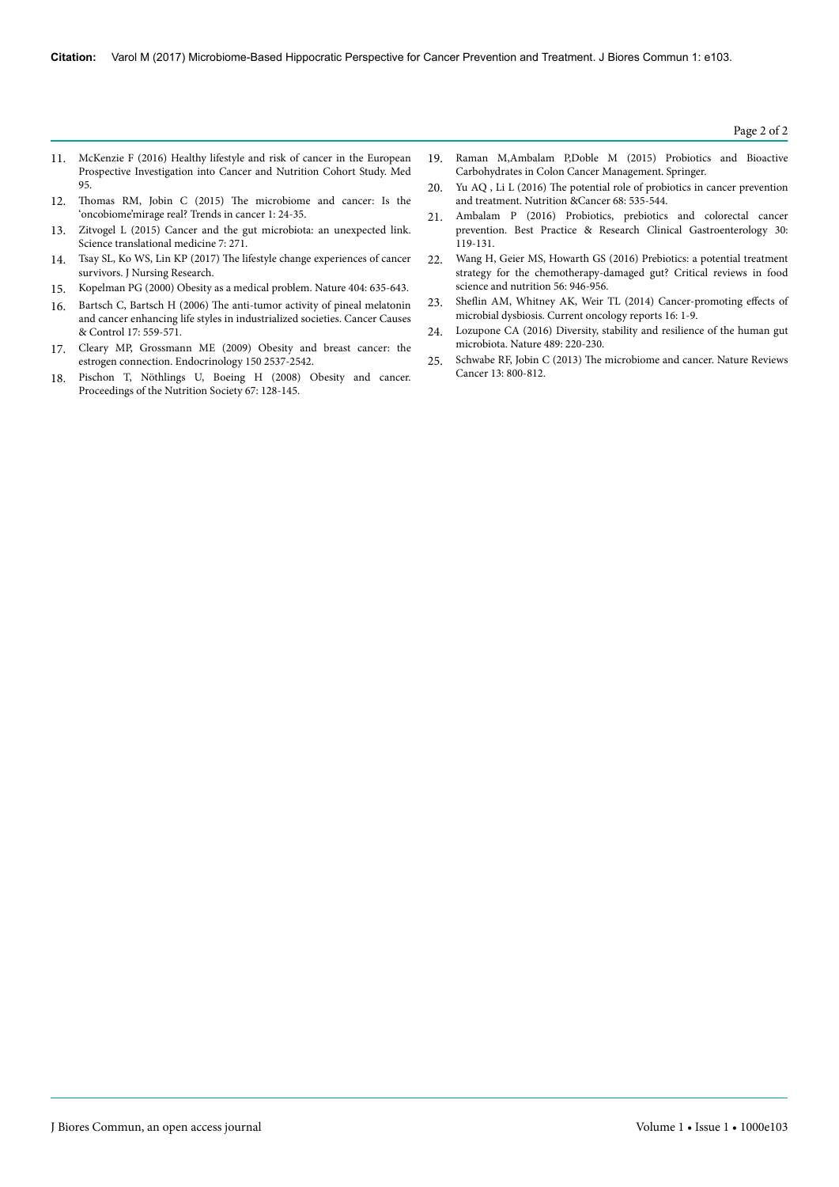11. McKenzie F (2016) Healthy lifestyle and risk of cancer in the European Prospective Investigation into Cancer and Nutrition Cohort Study. Med 95.
12. Thomas RM, Jobin C (2015) The microbiome and cancer: Is the 'oncobiome'mirage real? Trends in cancer 1: 24-35.
13. Zitvogel L (2015) Cancer and the gut microbiota: an unexpected link. Science translational medicine 7: 271.
14. Tsay SL, Ko WS, Lin KP (2017) The lifestyle change experiences of cancer survivors. J Nursing Research.
15. Kopelman PG (2000) Obesity as a medical problem. Nature 404: 635-643.
16. Bartsch C, Bartsch H (2006) The anti-tumor activity of pineal melatonin and cancer enhancing life styles in industrialized societies. Cancer Causes & Control 17: 559-571.
17. Cleary MP, Grossmann ME (2009) Obesity and breast cancer: the estrogen connection. Endocrinology 150 2537-2542.
18. Pischon T, Nöthlings U, Boeing H (2008) Obesity and cancer. Proceedings of the Nutrition Society 67: 128-145.
19. Raman M,Ambalam P,Doble M (2015) Probiotics and Bioactive Carbohydrates in Colon Cancer Management. Springer.
20. Yu AQ , Li L (2016) The potential role of probiotics in cancer prevention and treatment. Nutrition &Cancer 68: 535-544.
21. Ambalam P (2016) Probiotics, prebiotics and colorectal cancer prevention. Best Practice & Research Clinical Gastroenterology 30: 119-131.
22. Wang H, Geier MS, Howarth GS (2016) Prebiotics: a potential treatment strategy for the chemotherapy-damaged gut? Critical reviews in food science and nutrition 56: 946-956.
23. Sheflin AM, Whitney AK, Weir TL (2014) Cancer-promoting effects of microbial dysbiosis. Current oncology reports 16: 1-9.
24. Lozupone CA (2016) Diversity, stability and resilience of the human gut microbiota. Nature 489: 220-230.
25. Schwabe RF, Jobin C (2013) The microbiome and cancer. Nature Reviews Cancer 13: 800-812.